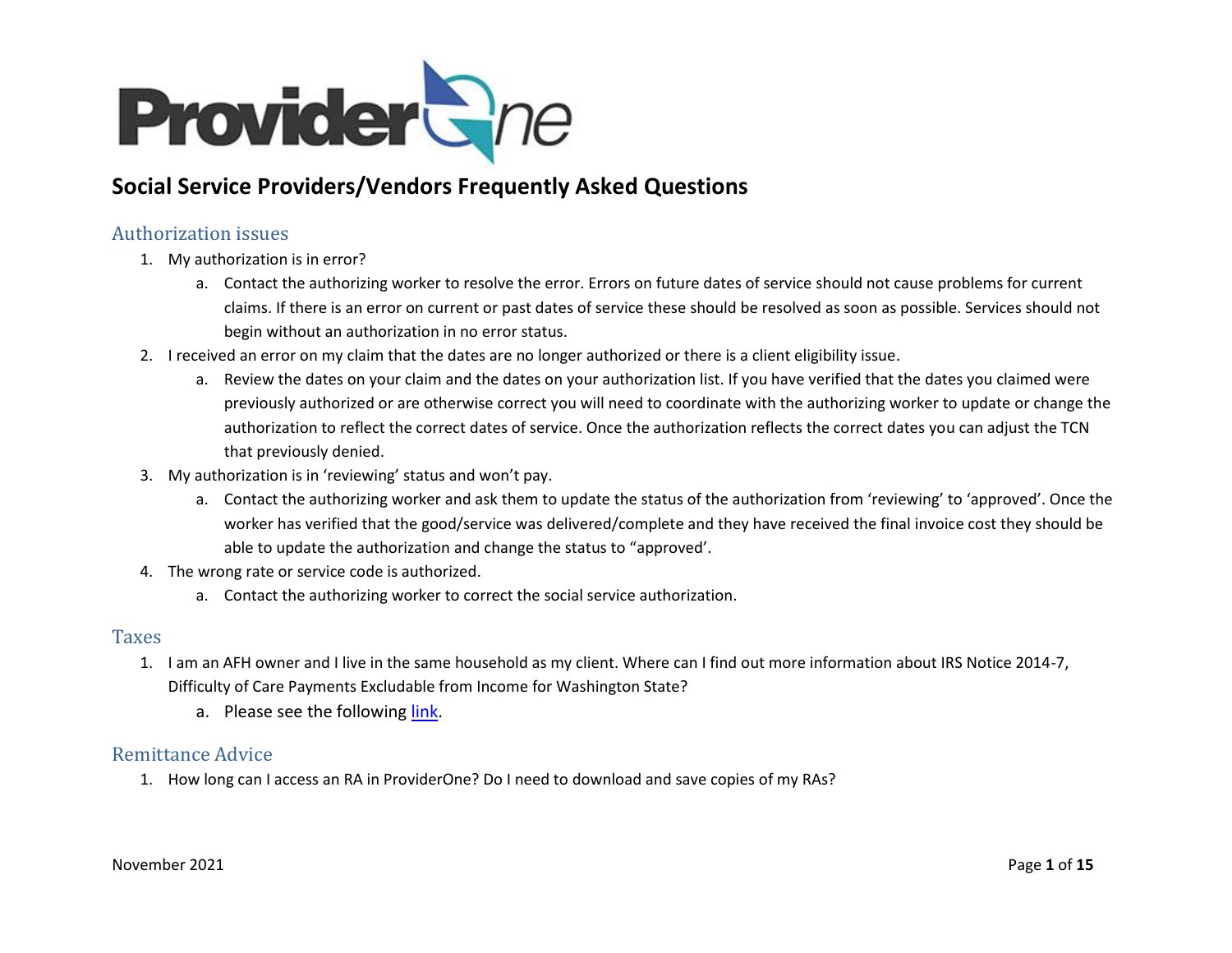# ProviderOne

## Social Service Providers/Vendors Frequently Asked Questions

### Authorization issues

1. My authorization is in error?
   a. Contact the authorizing worker to resolve the error. Errors on future dates of service should not cause problems for current claims. If there is an error on current or past dates of service these should be resolved as soon as possible. Services should not begin without an authorization in no error status.
2. I received an error on my claim that the dates are no longer authorized or there is a client eligibility issue.
   a. Review the dates on your claim and the dates on your authorization list. If you have verified that the dates you claimed were previously authorized or are otherwise correct you will need to coordinate with the authorizing worker to update or change the authorization to reflect the correct dates of service. Once the authorization reflects the correct dates you can adjust the TCN that previously denied.
3. My authorization is in 'reviewing' status and won't pay.
   a. Contact the authorizing worker and ask them to update the status of the authorization from 'reviewing' to 'approved'. Once the worker has verified that the good/service was delivered/complete and they have received the final invoice cost they should be able to update the authorization and change the status to "approved'.
4. The wrong rate or service code is authorized.
   a. Contact the authorizing worker to correct the social service authorization.

### Taxes

1. I am an AFH owner and I live in the same household as my client. Where can I find out more information about IRS Notice 2014-7, Difficulty of Care Payments Excludable from Income for Washington State?
   a. Please see the following link.

### Remittance Advice

1. How long can I access an RA in ProviderOne? Do I need to download and save copies of my RAs?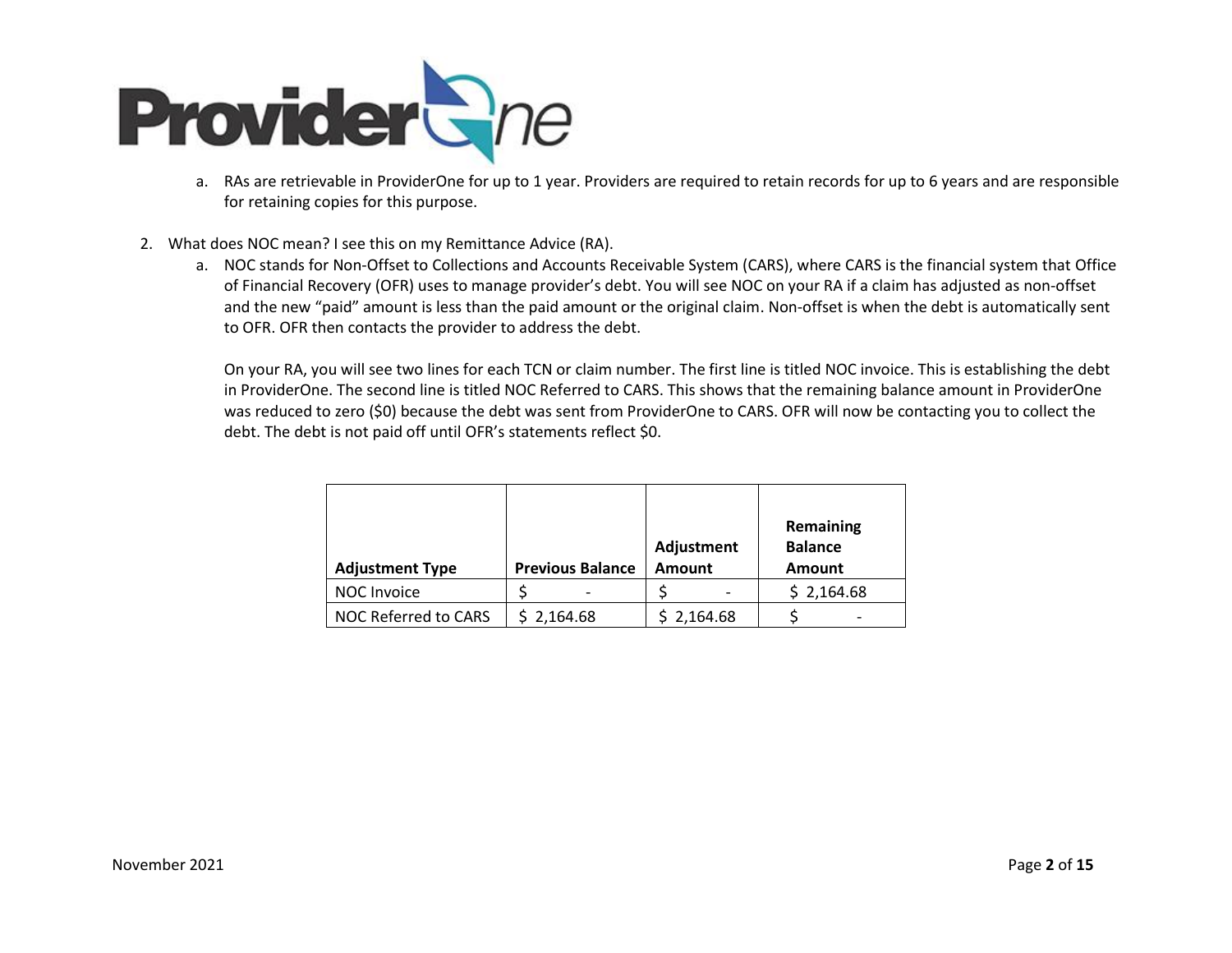a. RAs are retrievable in ProviderOne for up to 1 year. Providers are required to retain records for up to 6 years and are responsible for retaining copies for this purpose.

2. What does NOC mean? I see this on my Remittance Advice (RA).
    a. NOC stands for Non-Offset to Collections and Accounts Receivable System (CARS), where CARS is the financial system that Office of Financial Recovery (OFR) uses to manage provider's debt. You will see NOC on your RA if a claim has adjusted as non-offset and the new "paid" amount is less than the paid amount or the original claim. Non-offset is when the debt is automatically sent to OFR. OFR then contacts the provider to address the debt.

       On your RA, you will see two lines for each TCN or claim number. The first line is titled NOC invoice. This is establishing the debt in ProviderOne. The second line is titled NOC Referred to CARS. This shows that the remaining balance amount in ProviderOne was reduced to zero ($0) because the debt was sent from ProviderOne to CARS. OFR will now be contacting you to collect the debt. The debt is not paid off until OFR's statements reflect $0.

| Adjustment Type | Previous Balance | Adjustment Amount | Remaining Balance Amount |
|---|---|---|---|
| NOC Invoice | $ - | $ - | $ 2,164.68 |
| NOC Referred to CARS | $ 2,164.68 | $ 2,164.68 | $ - |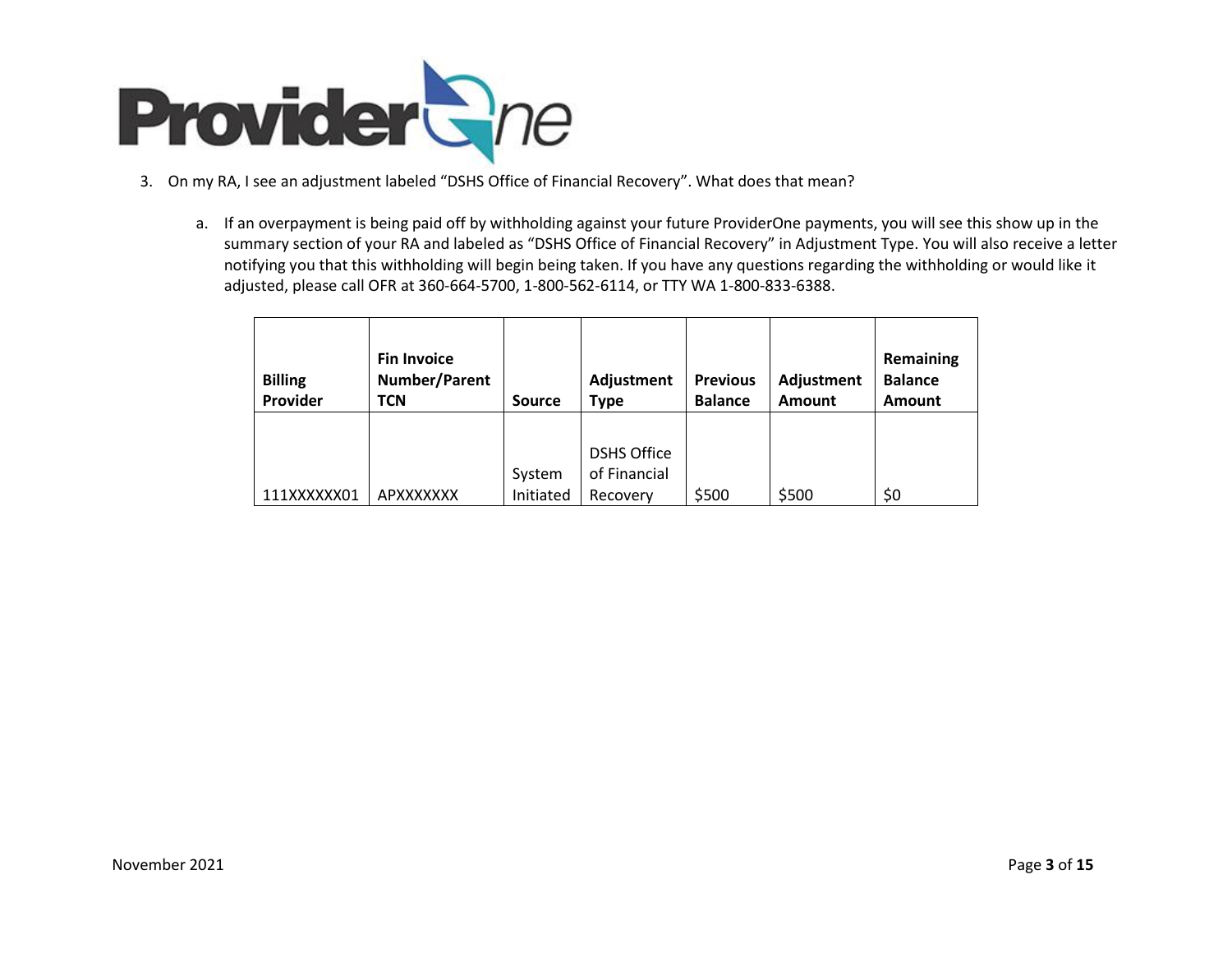3. On my RA, I see an adjustment labeled "DSHS Office of Financial Recovery". What does that mean?

    a. If an overpayment is being paid off by withholding against your future ProviderOne payments, you will see this show up in the summary section of your RA and labeled as "DSHS Office of Financial Recovery" in Adjustment Type. You will also receive a letter notifying you that this withholding will begin being taken. If you have any questions regarding the withholding or would like it adjusted, please call OFR at 360-664-5700, 1-800-562-6114, or TTY WA 1-800-833-6388.

| Billing Provider | Fin Invoice Number/Parent TCN | Source | Adjustment Type | Previous Balance | Adjustment Amount | Remaining Balance Amount |
|---|---|---|---|---|---|---|
| 111XXXXXX01 | APXXXXXXX | System Initiated | DSHS Office of Financial Recovery | $500 | $500 | $0 |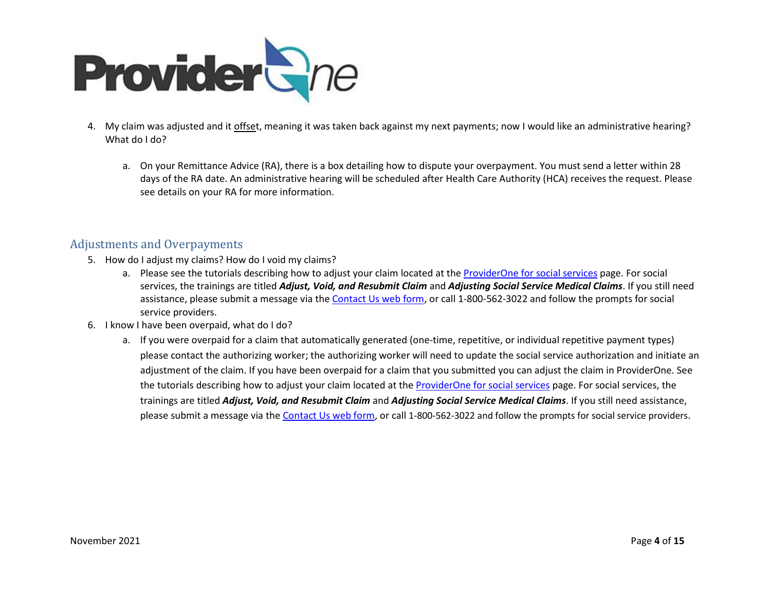4. My claim was adjusted and it offset, meaning it was taken back against my next payments; now I would like an administrative hearing? What do I do?

    a. On your Remittance Advice (RA), there is a box detailing how to dispute your overpayment. You must send a letter within 28 days of the RA date. An administrative hearing will be scheduled after Health Care Authority (HCA) receives the request. Please see details on your RA for more information.

## Adjustments and Overpayments

5. How do I adjust my claims? How do I void my claims?
    a. Please see the tutorials describing how to adjust your claim located at the ProviderOne for social services page. For social services, the trainings are titled ***Adjust, Void, and Resubmit Claim*** and ***Adjusting Social Service Medical Claims***. If you still need assistance, please submit a message via the Contact Us web form, or call 1-800-562-3022 and follow the prompts for social service providers.
6. I know I have been overpaid, what do I do?
    a. If you were overpaid for a claim that automatically generated (one-time, repetitive, or individual repetitive payment types) please contact the authorizing worker; the authorizing worker will need to update the social service authorization and initiate an adjustment of the claim. If you have been overpaid for a claim that you submitted you can adjust the claim in ProviderOne. See the tutorials describing how to adjust your claim located at the ProviderOne for social services page. For social services, the trainings are titled ***Adjust, Void, and Resubmit Claim*** and ***Adjusting Social Service Medical Claims***. If you still need assistance, please submit a message via the Contact Us web form, or call 1-800-562-3022 and follow the prompts for social service providers.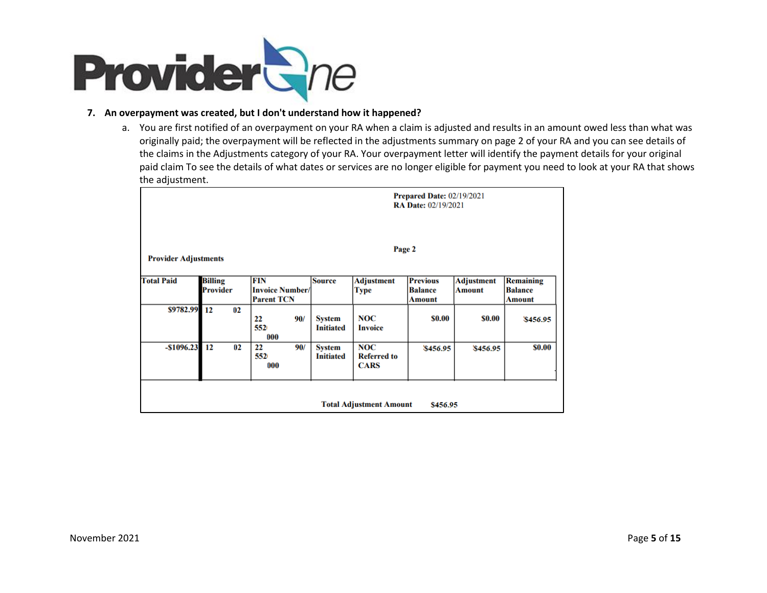7. **An overpayment was created, but I don't understand how it happened?**

   a. You are first notified of an overpayment on your RA when a claim is adjusted and results in an amount owed less than what was originally paid; the overpayment will be reflected in the adjustments summary on page 2 of your RA and you can see details of the claims in the Adjustments category of your RA. Your overpayment letter will identify the payment details for your original paid claim To see the details of what dates or services are no longer eligible for payment you need to look at your RA that shows the adjustment.

**Prepared Date:** 02/19/2021
**RA Date:** 02/19/2021

**Page 2**

**Provider Adjustments**

| Total Paid | Billing Provider | FIN Invoice Number/ Parent TCN | Source | Adjustment Type | Previous Balance Amount | Adjustment Amount | Remaining Balance Amount |
|---|---|---|---|---|---|---|---|
| $9782.99 | 12 02 | 22 90/ 552 000 | System Initiated | NOC Invoice | $0.00 | $0.00 | $456.95 |
| -$1096.23 | 12 02 | 22 90/ 552 000 | System Initiated | NOC Referred to CARS | $456.95 | $456.95 | $0.00 |

**Total Adjustment Amount** $456.95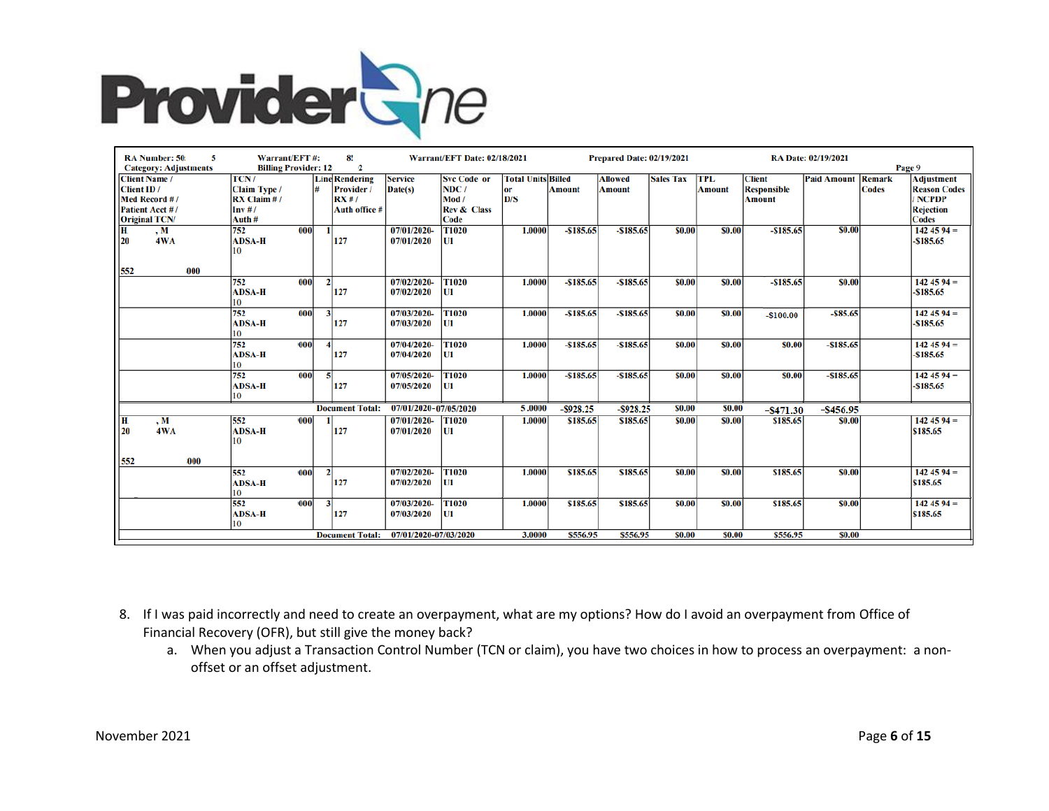**ProviderOne**

| RA Number: 50 5<br>Category: Adjustments | Warrant/EFT #: 8<br>Billing Provider: 12 2 | | | Warrant/EFT Date: 02/18/2021 | | | | Prepared Date: 02/19/2021 | | | RA Date: 02/19/2021 | | Page 9 |
|---|---|---|---|---|---|---|---|---|---|---|---|---|---|
| Client Name / Client ID / Med Record # / Patient Acct # / Original TCN/ | TCN / Claim Type / RX Claim # / Inv # / Auth # | Line # | Rendering Provider / RX # / Auth office # | Service Date(s) | Svc Code or NDC / Mod / Rev & Class Code | Total Units or D/S | Billed Amount | Allowed Amount | Sales Tax | TPL Amount | Client Responsible Amount | Paid Amount | Remark Codes | Adjustment Reason Codes / NCPDP Rejection Codes |
| H , M<br>20 4WA<br><br>552 000 | 752 000<br>ADSA-H<br>10 | 1 | 127 | 07/01/2020-<br>07/01/2020 | T1020<br>UI | 1.0000 | -$185.65 | -$185.65 | $0.00 | $0.00 | -$185.65 | $0.00 | | 142 45 94 = -$185.65 |
| | 752 000<br>ADSA-H<br>10 | 2 | 127 | 07/02/2020-<br>07/02/2020 | T1020<br>UI | 1.0000 | -$185.65 | -$185.65 | $0.00 | $0.00 | -$185.65 | $0.00 | | 142 45 94 = -$185.65 |
| | 752 000<br>ADSA-H<br>10 | 3 | 127 | 07/03/2020-<br>07/03/2020 | T1020<br>UI | 1.0000 | -$185.65 | -$185.65 | $0.00 | $0.00 | -$100.00 | -$85.65 | | 142 45 94 = -$185.65 |
| | 752 000<br>ADSA-H<br>10 | 4 | 127 | 07/04/2020-<br>07/04/2020 | T1020<br>UI | 1.0000 | -$185.65 | -$185.65 | $0.00 | $0.00 | $0.00 | -$185.65 | | 142 45 94 = -$185.65 |
| | 752 000<br>ADSA-H<br>10 | 5 | 127 | 07/05/2020-<br>07/05/2020 | T1020<br>UI | 1.0000 | -$185.65 | -$185.65 | $0.00 | $0.00 | $0.00 | -$185.65 | | 142 45 94 = -$185.65 |
| | | Document Total: | | 07/01/2020-07/05/2020 | | 5.0000 | -$928.25 | -$928.25 | $0.00 | $0.00 | -$471.30 | -$456.95 | | |
| H , M<br>20 4WA<br><br>552 000 | 552 000<br>ADSA-H<br>10 | 1 | 127 | 07/01/2020-<br>07/01/2020 | T1020<br>UI | 1.0000 | $185.65 | $185.65 | $0.00 | $0.00 | $185.65 | $0.00 | | 142 45 94 = $185.65 |
| | 552 000<br>ADSA-H<br>10 | 2 | 127 | 07/02/2020-<br>07/02/2020 | T1020<br>UI | 1.0000 | $185.65 | $185.65 | $0.00 | $0.00 | $185.65 | $0.00 | | 142 45 94 = $185.65 |
| | 552 000<br>ADSA-H<br>10 | 3 | 127 | 07/03/2020-<br>07/03/2020 | T1020<br>UI | 1.0000 | $185.65 | $185.65 | $0.00 | $0.00 | $185.65 | $0.00 | | 142 45 94 = $185.65 |
| | | Document Total: | | 07/01/2020-07/03/2020 | | 3.0000 | $556.95 | $556.95 | $0.00 | $0.00 | $556.95 | $0.00 | | |

8. If I was paid incorrectly and need to create an overpayment, what are my options? How do I avoid an overpayment from Office of Financial Recovery (OFR), but still give the money back?
   a. When you adjust a Transaction Control Number (TCN or claim), you have two choices in how to process an overpayment: a non-offset or an offset adjustment.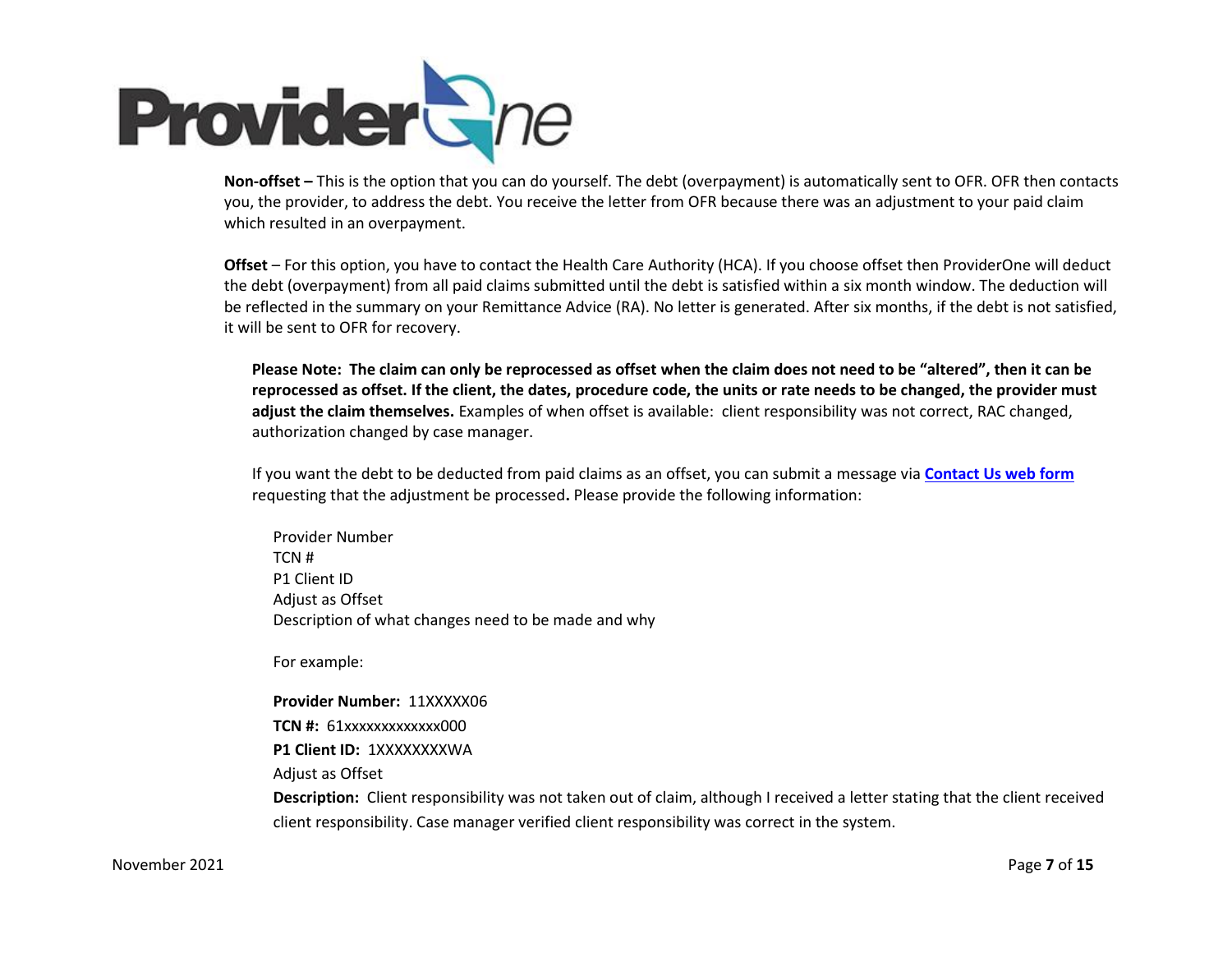**Non-offset –** This is the option that you can do yourself. The debt (overpayment) is automatically sent to OFR. OFR then contacts you, the provider, to address the debt. You receive the letter from OFR because there was an adjustment to your paid claim which resulted in an overpayment.

**Offset** – For this option, you have to contact the Health Care Authority (HCA). If you choose offset then ProviderOne will deduct the debt (overpayment) from all paid claims submitted until the debt is satisfied within a six month window. The deduction will be reflected in the summary on your Remittance Advice (RA). No letter is generated. After six months, if the debt is not satisfied, it will be sent to OFR for recovery.

**Please Note: The claim can only be reprocessed as offset when the claim does not need to be "altered", then it can be reprocessed as offset. If the client, the dates, procedure code, the units or rate needs to be changed, the provider must adjust the claim themselves.** Examples of when offset is available: client responsibility was not correct, RAC changed, authorization changed by case manager.

If you want the debt to be deducted from paid claims as an offset, you can submit a message via **Contact Us web form** requesting that the adjustment be processed**.** Please provide the following information:

Provider Number
TCN #
P1 Client ID
Adjust as Offset
Description of what changes need to be made and why

For example:

**Provider Number:** 11XXXXX06
**TCN #:** 61xxxxxxxxxxxxx000
**P1 Client ID:** 1XXXXXXXXWA
Adjust as Offset
**Description:** Client responsibility was not taken out of claim, although I received a letter stating that the client received client responsibility. Case manager verified client responsibility was correct in the system.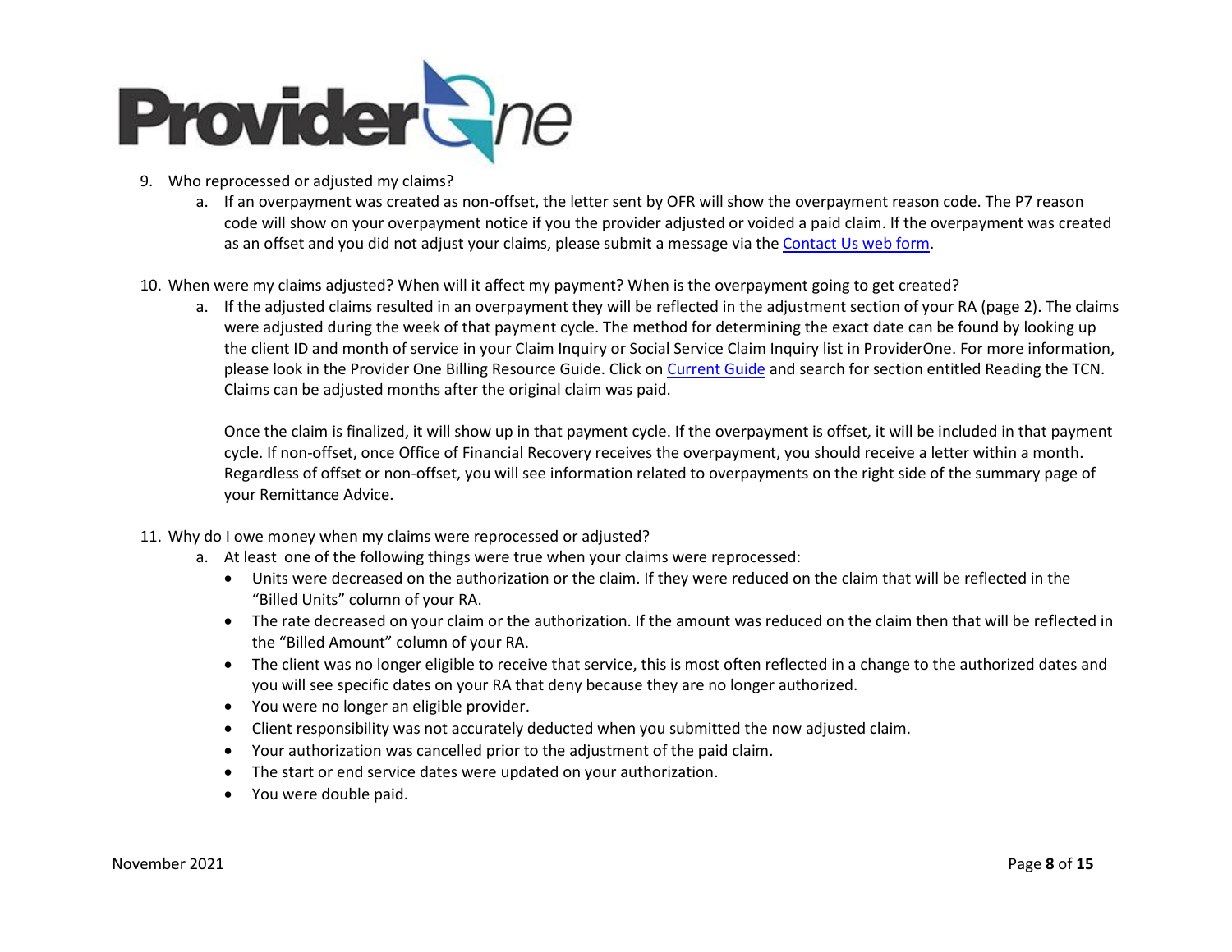9. Who reprocessed or adjusted my claims?
    a. If an overpayment was created as non-offset, the letter sent by OFR will show the overpayment reason code. The P7 reason code will show on your overpayment notice if you the provider adjusted or voided a paid claim. If the overpayment was created as an offset and you did not adjust your claims, please submit a message via the [Contact Us web form](#).

10. When were my claims adjusted? When will it affect my payment? When is the overpayment going to get created?
    a. If the adjusted claims resulted in an overpayment they will be reflected in the adjustment section of your RA (page 2). The claims were adjusted during the week of that payment cycle. The method for determining the exact date can be found by looking up the client ID and month of service in your Claim Inquiry or Social Service Claim Inquiry list in ProviderOne. For more information, please look in the Provider One Billing Resource Guide. Click on [Current Guide](#) and search for section entitled Reading the TCN. Claims can be adjusted months after the original claim was paid.

       Once the claim is finalized, it will show up in that payment cycle. If the overpayment is offset, it will be included in that payment cycle. If non-offset, once Office of Financial Recovery receives the overpayment, you should receive a letter within a month. Regardless of offset or non-offset, you will see information related to overpayments on the right side of the summary page of your Remittance Advice.

11. Why do I owe money when my claims were reprocessed or adjusted?
    a. At least one of the following things were true when your claims were reprocessed:
        - Units were decreased on the authorization or the claim. If they were reduced on the claim that will be reflected in the "Billed Units" column of your RA.
        - The rate decreased on your claim or the authorization. If the amount was reduced on the claim then that will be reflected in the "Billed Amount" column of your RA.
        - The client was no longer eligible to receive that service, this is most often reflected in a change to the authorized dates and you will see specific dates on your RA that deny because they are no longer authorized.
        - You were no longer an eligible provider.
        - Client responsibility was not accurately deducted when you submitted the now adjusted claim.
        - Your authorization was cancelled prior to the adjustment of the paid claim.
        - The start or end service dates were updated on your authorization.
        - You were double paid.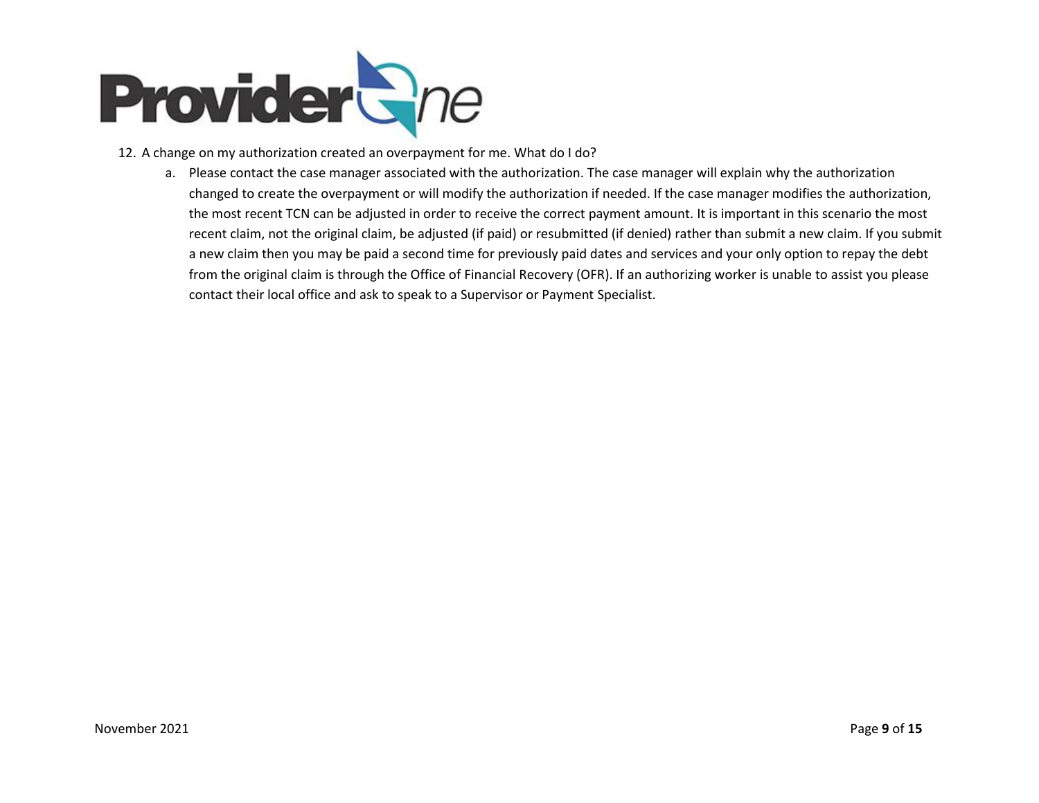12. A change on my authorization created an overpayment for me. What do I do?
    a. Please contact the case manager associated with the authorization. The case manager will explain why the authorization changed to create the overpayment or will modify the authorization if needed. If the case manager modifies the authorization, the most recent TCN can be adjusted in order to receive the correct payment amount. It is important in this scenario the most recent claim, not the original claim, be adjusted (if paid) or resubmitted (if denied) rather than submit a new claim. If you submit a new claim then you may be paid a second time for previously paid dates and services and your only option to repay the debt from the original claim is through the Office of Financial Recovery (OFR). If an authorizing worker is unable to assist you please contact their local office and ask to speak to a Supervisor or Payment Specialist.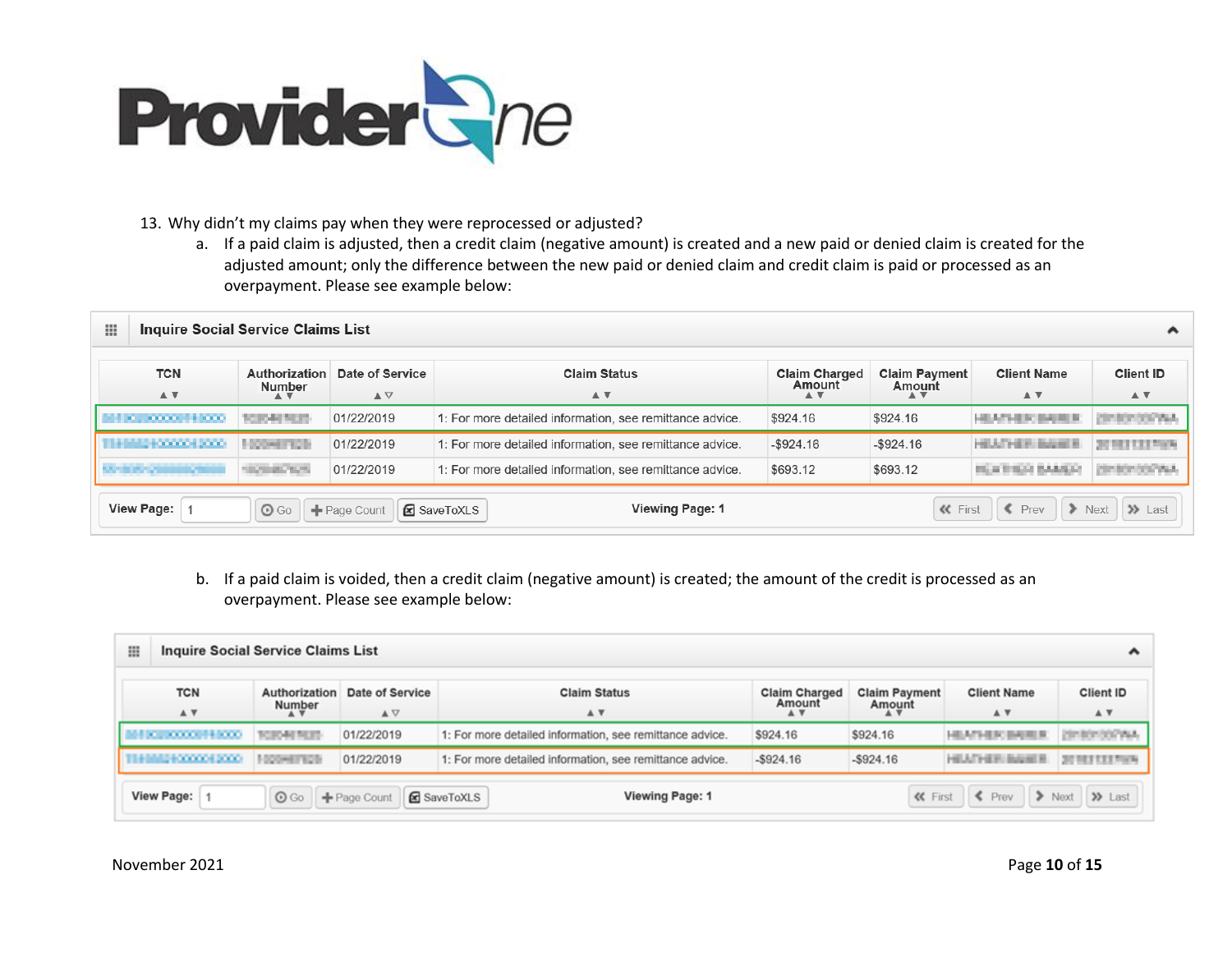13. Why didn't my claims pay when they were reprocessed or adjusted?

   a. If a paid claim is adjusted, then a credit claim (negative amount) is created and a new paid or denied claim is created for the adjusted amount; only the difference between the new paid or denied claim and credit claim is paid or processed as an overpayment. Please see example below:

**Inquire Social Service Claims List**

| TCN | Authorization Number | Date of Service | Claim Status | Claim Charged Amount | Claim Payment Amount | Client Name | Client ID |
|---|---|---|---|---|---|---|---|
| | | 01/22/2019 | 1: For more detailed information, see remittance advice. | $924.16 | $924.16 | | |
| | | 01/22/2019 | 1: For more detailed information, see remittance advice. | -$924.16 | -$924.16 | | |
| | | 01/22/2019 | 1: For more detailed information, see remittance advice. | $693.12 | $693.12 | | |

View Page: 1 | Go | Page Count | SaveToXLS | Viewing Page: 1 | First | Prev | Next | Last

   b. If a paid claim is voided, then a credit claim (negative amount) is created; the amount of the credit is processed as an overpayment. Please see example below:

**Inquire Social Service Claims List**

| TCN | Authorization Number | Date of Service | Claim Status | Claim Charged Amount | Claim Payment Amount | Client Name | Client ID |
|---|---|---|---|---|---|---|---|
| | | 01/22/2019 | 1: For more detailed information, see remittance advice. | $924.16 | $924.16 | | |
| | | 01/22/2019 | 1: For more detailed information, see remittance advice. | -$924.16 | -$924.16 | | |

View Page: 1 | Go | Page Count | SaveToXLS | Viewing Page: 1 | First | Prev | Next | Last

November 2021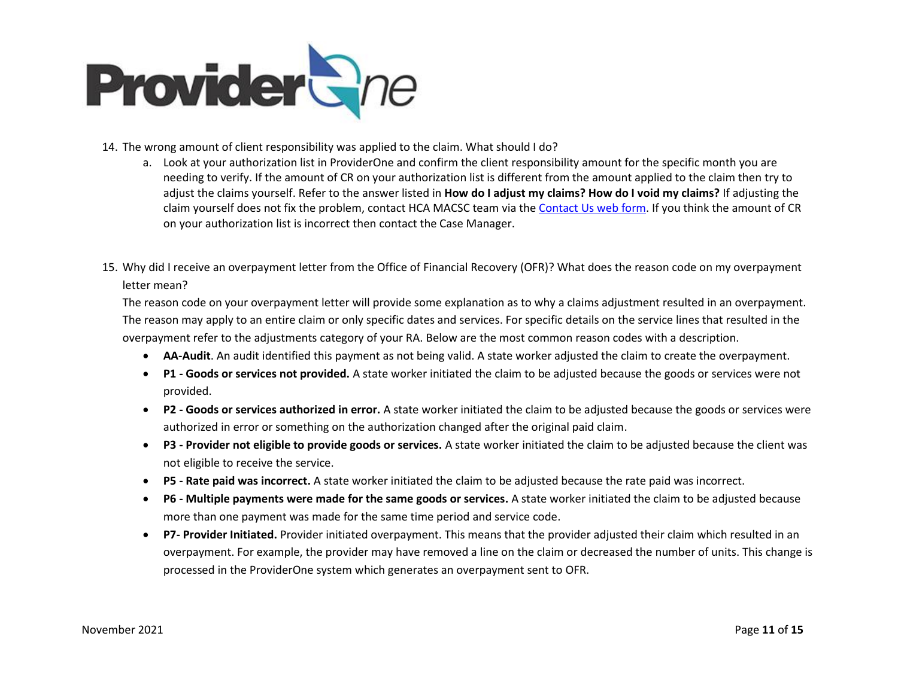14. The wrong amount of client responsibility was applied to the claim. What should I do?
    a. Look at your authorization list in ProviderOne and confirm the client responsibility amount for the specific month you are needing to verify. If the amount of CR on your authorization list is different from the amount applied to the claim then try to adjust the claims yourself. Refer to the answer listed in **How do I adjust my claims? How do I void my claims?** If adjusting the claim yourself does not fix the problem, contact HCA MACSC team via the [Contact Us web form](). If you think the amount of CR on your authorization list is incorrect then contact the Case Manager.

15. Why did I receive an overpayment letter from the Office of Financial Recovery (OFR)? What does the reason code on my overpayment letter mean?

    The reason code on your overpayment letter will provide some explanation as to why a claims adjustment resulted in an overpayment. The reason may apply to an entire claim or only specific dates and services. For specific details on the service lines that resulted in the overpayment refer to the adjustments category of your RA. Below are the most common reason codes with a description.

    - **AA-Audit**. An audit identified this payment as not being valid. A state worker adjusted the claim to create the overpayment.
    - **P1 - Goods or services not provided.** A state worker initiated the claim to be adjusted because the goods or services were not provided.
    - **P2 - Goods or services authorized in error.** A state worker initiated the claim to be adjusted because the goods or services were authorized in error or something on the authorization changed after the original paid claim.
    - **P3 - Provider not eligible to provide goods or services.** A state worker initiated the claim to be adjusted because the client was not eligible to receive the service.
    - **P5 - Rate paid was incorrect.** A state worker initiated the claim to be adjusted because the rate paid was incorrect.
    - **P6 - Multiple payments were made for the same goods or services.** A state worker initiated the claim to be adjusted because more than one payment was made for the same time period and service code.
    - **P7- Provider Initiated.** Provider initiated overpayment. This means that the provider adjusted their claim which resulted in an overpayment. For example, the provider may have removed a line on the claim or decreased the number of units. This change is processed in the ProviderOne system which generates an overpayment sent to OFR.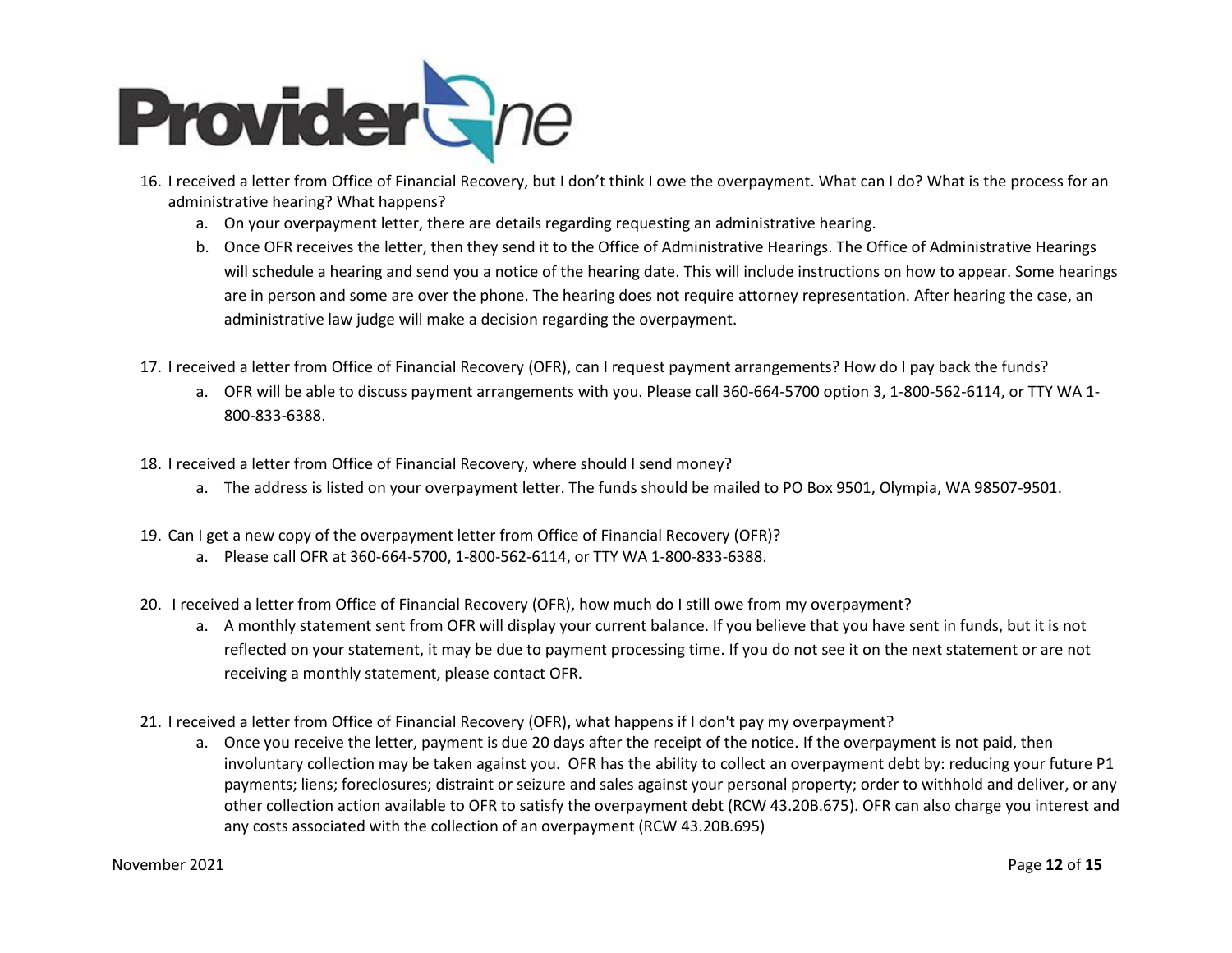16. I received a letter from Office of Financial Recovery, but I don't think I owe the overpayment. What can I do? What is the process for an administrative hearing? What happens?
    a. On your overpayment letter, there are details regarding requesting an administrative hearing.
    b. Once OFR receives the letter, then they send it to the Office of Administrative Hearings. The Office of Administrative Hearings will schedule a hearing and send you a notice of the hearing date. This will include instructions on how to appear. Some hearings are in person and some are over the phone. The hearing does not require attorney representation. After hearing the case, an administrative law judge will make a decision regarding the overpayment.

17. I received a letter from Office of Financial Recovery (OFR), can I request payment arrangements? How do I pay back the funds?
    a. OFR will be able to discuss payment arrangements with you. Please call 360-664-5700 option 3, 1-800-562-6114, or TTY WA 1-800-833-6388.

18. I received a letter from Office of Financial Recovery, where should I send money?
    a. The address is listed on your overpayment letter. The funds should be mailed to PO Box 9501, Olympia, WA 98507-9501.

19. Can I get a new copy of the overpayment letter from Office of Financial Recovery (OFR)?
    a. Please call OFR at 360-664-5700, 1-800-562-6114, or TTY WA 1-800-833-6388.

20. I received a letter from Office of Financial Recovery (OFR), how much do I still owe from my overpayment?
    a. A monthly statement sent from OFR will display your current balance. If you believe that you have sent in funds, but it is not reflected on your statement, it may be due to payment processing time. If you do not see it on the next statement or are not receiving a monthly statement, please contact OFR.

21. I received a letter from Office of Financial Recovery (OFR), what happens if I don't pay my overpayment?
    a. Once you receive the letter, payment is due 20 days after the receipt of the notice. If the overpayment is not paid, then involuntary collection may be taken against you. OFR has the ability to collect an overpayment debt by: reducing your future P1 payments; liens; foreclosures; distraint or seizure and sales against your personal property; order to withhold and deliver, or any other collection action available to OFR to satisfy the overpayment debt (RCW 43.20B.675). OFR can also charge you interest and any costs associated with the collection of an overpayment (RCW 43.20B.695)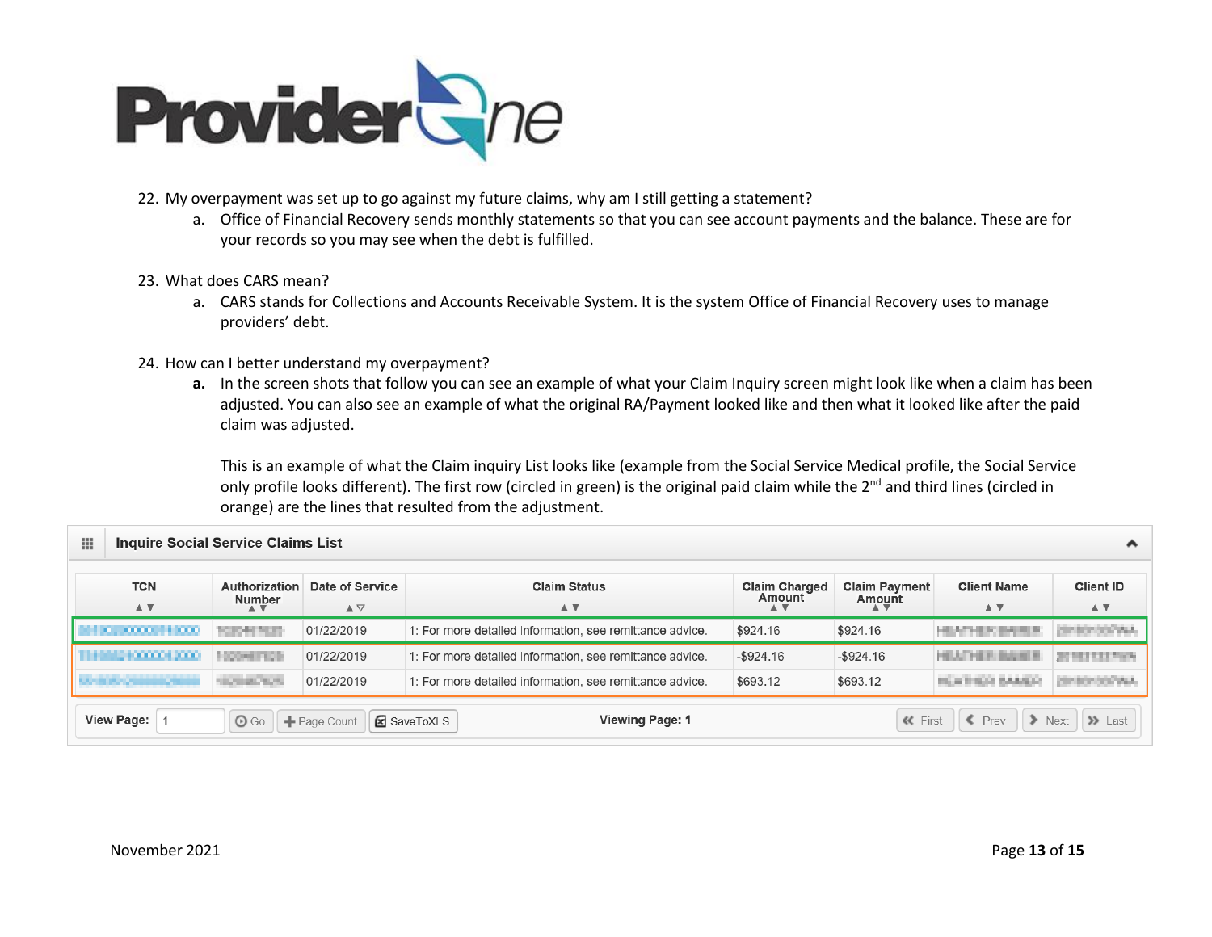22. My overpayment was set up to go against my future claims, why am I still getting a statement?
    a. Office of Financial Recovery sends monthly statements so that you can see account payments and the balance. These are for your records so you may see when the debt is fulfilled.

23. What does CARS mean?
    a. CARS stands for Collections and Accounts Receivable System. It is the system Office of Financial Recovery uses to manage providers' debt.

24. How can I better understand my overpayment?
    **a.** In the screen shots that follow you can see an example of what your Claim Inquiry screen might look like when a claim has been adjusted. You can also see an example of what the original RA/Payment looked like and then what it looked like after the paid claim was adjusted.

    This is an example of what the Claim inquiry List looks like (example from the Social Service Medical profile, the Social Service only profile looks different). The first row (circled in green) is the original paid claim while the 2nd and third lines (circled in orange) are the lines that resulted from the adjustment.

**Inquire Social Service Claims List**

| TCN | Authorization Number | Date of Service | Claim Status | Claim Charged Amount | Claim Payment Amount | Client Name | Client ID |
|---|---|---|---|---|---|---|---|
| | | 01/22/2019 | 1: For more detailed information, see remittance advice. | $924.16 | $924.16 | | |
| | | 01/22/2019 | 1: For more detailed information, see remittance advice. | -$924.16 | -$924.16 | | |
| | | 01/22/2019 | 1: For more detailed information, see remittance advice. | $693.12 | $693.12 | | |

View Page: 1 | Go | Page Count | SaveToXLS | Viewing Page: 1 | First | Prev | Next | Last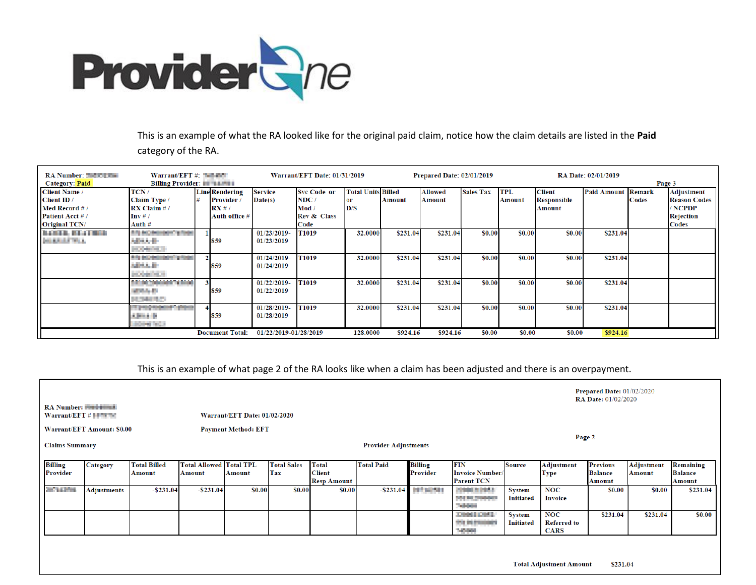ProviderOne

This is an example of what the RA looked like for the original paid claim, notice how the claim details are listed in the **Paid** category of the RA.

RA Number: [redacted]
Category: Paid
Warrant/EFT #: [redacted]
Billing Provider: [redacted]
Warrant/EFT Date: 01/31/2019
Prepared Date: 02/01/2019
RA Date: 02/01/2019
Page 3

| Client Name / Client ID / Med Record # / Patient Acct # / Original TCN/ | TCN / Claim Type / RX Claim # / Inv # / Auth # | Line # | Rendering Provider / RX # / Auth office # | Service Date(s) | Svc Code or NDC / Mod / Rev & Class Code | Total Units or D/S | Billed Amount | Allowed Amount | Sales Tax | TPL Amount | Client Responsible Amount | Paid Amount | Remark Codes | Adjustment Reason Codes / NCPDP Rejection Codes |
|---|---|---|---|---|---|---|---|---|---|---|---|---|---|---|
| [redacted] | [redacted] | 1 | 859 | 01/23/2019-01/23/2019 | T1019 | 32.0000 | $231.04 | $231.04 | $0.00 | $0.00 | $0.00 | $231.04 | | |
| | [redacted] | 2 | 859 | 01/24/2019-01/24/2019 | T1019 | 32.0000 | $231.04 | $231.04 | $0.00 | $0.00 | $0.00 | $231.04 | | |
| | [redacted] | 3 | 859 | 01/22/2019-01/22/2019 | T1019 | 32.0000 | $231.04 | $231.04 | $0.00 | $0.00 | $0.00 | $231.04 | | |
| | [redacted] | 4 | 859 | 01/28/2019-01/28/2019 | T1019 | 32.0000 | $231.04 | $231.04 | $0.00 | $0.00 | $0.00 | $231.04 | | |
| | | | Document Total: | 01/22/2019-01/28/2019 | | 128.0000 | $924.16 | $924.16 | $0.00 | $0.00 | $0.00 | $924.16 | | |

This is an example of what page 2 of the RA looks like when a claim has been adjusted and there is an overpayment.

RA Number: [redacted]
Warrant/EFT # [redacted]
Warrant/EFT Date: 01/02/2020
Prepared Date: 01/02/2020
RA Date: 01/02/2020
Warrant/EFT Amount: $0.00
Payment Method: EFT
Page 2

Claims Summary

| Billing Provider | Category | Total Billed Amount | Total Allowed Amount | Total TPL Amount | Total Sales Tax | Total Client Resp Amount | Total Paid |
|---|---|---|---|---|---|---|---|
| [redacted] | Adjustments | -$231.04 | -$231.04 | $0.00 | $0.00 | $0.00 | -$231.04 |

Provider Adjustments

| Billing Provider | FIN Invoice Number/ Parent TCN | Source | Adjustment Type | Previous Balance Amount | Adjustment Amount | Remaining Balance Amount |
|---|---|---|---|---|---|---|
| [redacted] | [redacted] | System Initiated | NOC Invoice | $0.00 | $0.00 | $231.04 |
| | [redacted] | System Initiated | NOC Referred to CARS | $231.04 | $231.04 | $0.00 |

Total Adjustment Amount $231.04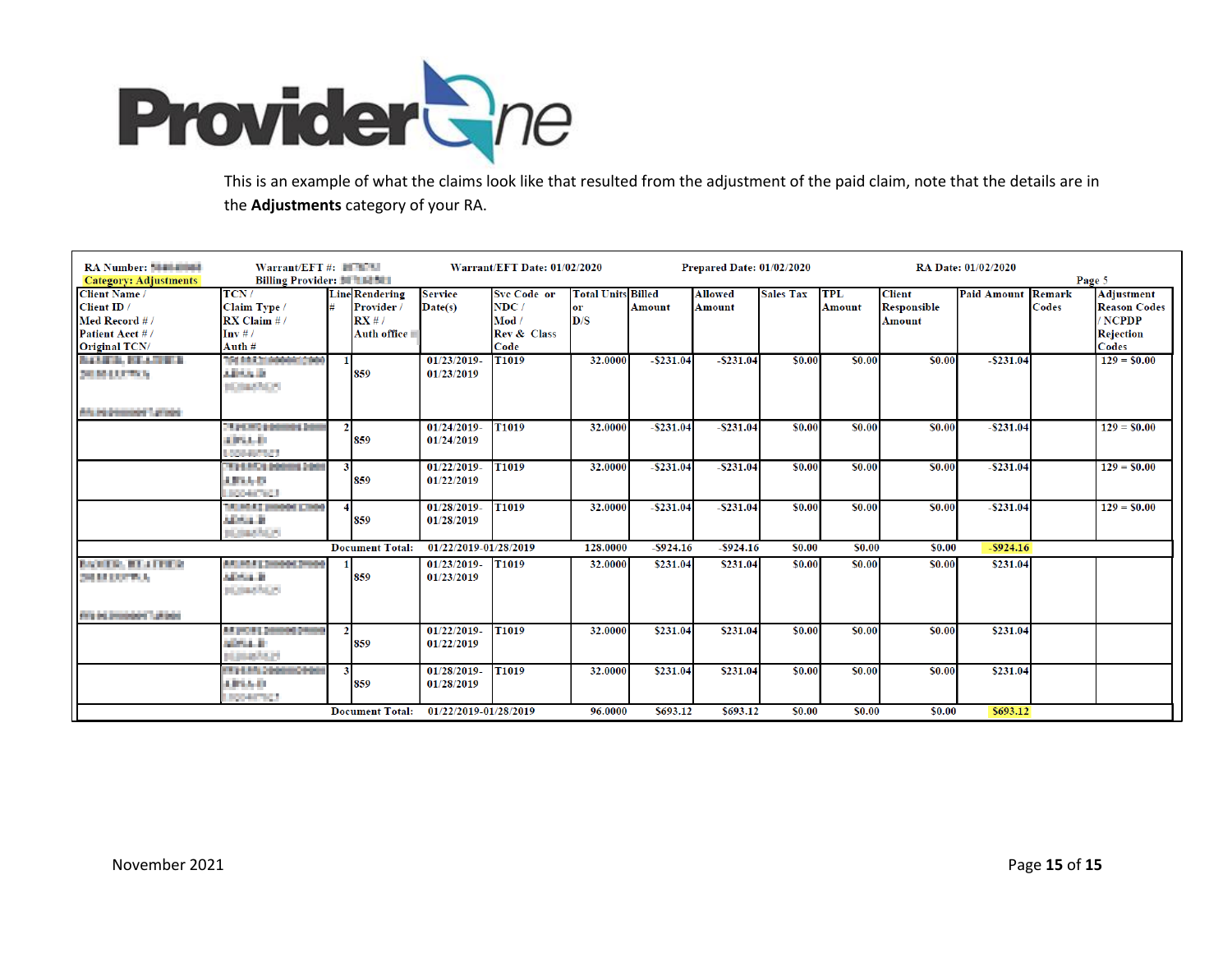ProviderOne

This is an example of what the claims look like that resulted from the adjustment of the paid claim, note that the details are in the **Adjustments** category of your RA.

RA Number: | Warrant/EFT #: | Warrant/EFT Date: 01/02/2020 | Prepared Date: 01/02/2020 | RA Date: 01/02/2020

Category: Adjustments | Billing Provider:

Page 5

| Client Name / Client ID / Med Record # / Patient Acct # / Original TCN/ | TCN / Claim Type / RX Claim # / Inv # / Auth # | Line # | Rendering Provider / RX # / Auth office # | Service Date(s) | Svc Code or NDC / Mod / Rev & Class Code | Total Units or D/S | Billed Amount | Allowed Amount | Sales Tax | TPL Amount | Client Responsible Amount | Paid Amount | Remark Codes | Adjustment Reason Codes / NCPDP Rejection Codes |
|---|---|---|---|---|---|---|---|---|---|---|---|---|---|---|
| | | 1 | 859 | 01/23/2019-01/23/2019 | T1019 | 32.0000 | -$231.04 | -$231.04 | $0.00 | $0.00 | $0.00 | -$231.04 | | 129 = $0.00 |
| | | 2 | 859 | 01/24/2019-01/24/2019 | T1019 | 32.0000 | -$231.04 | -$231.04 | $0.00 | $0.00 | $0.00 | -$231.04 | | 129 = $0.00 |
| | | 3 | 859 | 01/22/2019-01/22/2019 | T1019 | 32.0000 | -$231.04 | -$231.04 | $0.00 | $0.00 | $0.00 | -$231.04 | | 129 = $0.00 |
| | | 4 | 859 | 01/28/2019-01/28/2019 | T1019 | 32.0000 | -$231.04 | -$231.04 | $0.00 | $0.00 | $0.00 | -$231.04 | | 129 = $0.00 |
| | | Document Total: | | 01/22/2019-01/28/2019 | | 128.0000 | -$924.16 | -$924.16 | $0.00 | $0.00 | $0.00 | -$924.16 | | |
| | | 1 | 859 | 01/23/2019-01/23/2019 | T1019 | 32.0000 | $231.04 | $231.04 | $0.00 | $0.00 | $0.00 | $231.04 | | |
| | | 2 | 859 | 01/22/2019-01/22/2019 | T1019 | 32.0000 | $231.04 | $231.04 | $0.00 | $0.00 | $0.00 | $231.04 | | |
| | | 3 | 859 | 01/28/2019-01/28/2019 | T1019 | 32.0000 | $231.04 | $231.04 | $0.00 | $0.00 | $0.00 | $231.04 | | |
| | | Document Total: | | 01/22/2019-01/28/2019 | | 96.0000 | $693.12 | $693.12 | $0.00 | $0.00 | $0.00 | $693.12 | | |

November 2021